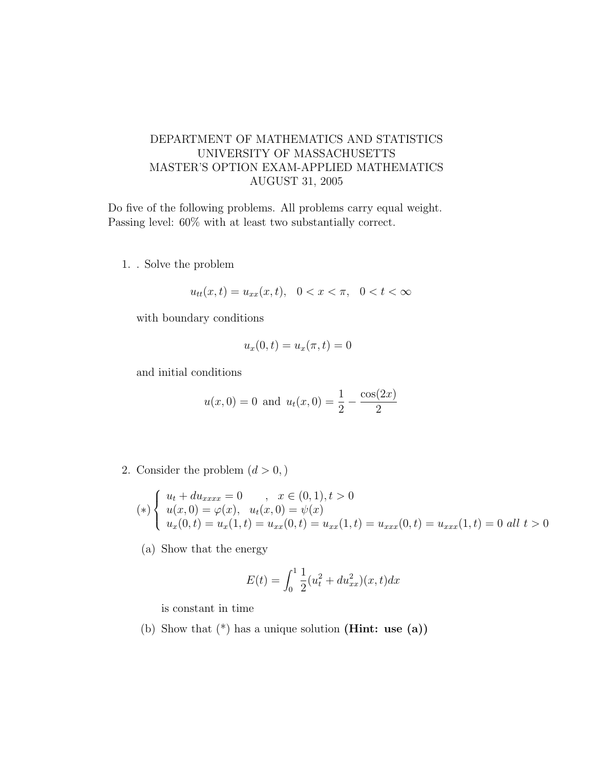DEPARTMENT OF MATHEMATICS AND STATISTICS
UNIVERSITY OF MASSACHUSETTS
MASTER'S OPTION EXAM-APPLIED MATHEMATICS
AUGUST 31, 2005

Do five of the following problems. All problems carry equal weight.
Passing level: 60% with at least two substantially correct.

1. . Solve the problem

$$u_{tt}(x,t) = u_{xx}(x,t), \quad 0 < x < \pi, \quad 0 < t < \infty$$

with boundary conditions

$$u_x(0,t) = u_x(\pi,t) = 0$$

and initial conditions

$$u(x,0) = 0 \text{ and } u_t(x,0) = \frac{1}{2} - \frac{\cos(2x)}{2}$$

2. Consider the problem ($d > 0,$)

$$(*)\begin{cases} u_t + du_{xxxx} = 0 \quad , \quad x \in (0,1), t > 0 \\ u(x,0) = \varphi(x), \quad u_t(x,0) = \psi(x) \\ u_x(0,t) = u_x(1,t) = u_{xx}(0,t) = u_{xx}(1,t) = u_{xxx}(0,t) = u_{xxx}(1,t) = 0 \textit{ all } t > 0 \end{cases}$$

(a) Show that the energy

$$E(t) = \int_0^1 \frac{1}{2}(u_t^2 + du_{xx}^2)(x,t)dx$$

is constant in time

(b) Show that (*) has a unique solution **(Hint: use (a))**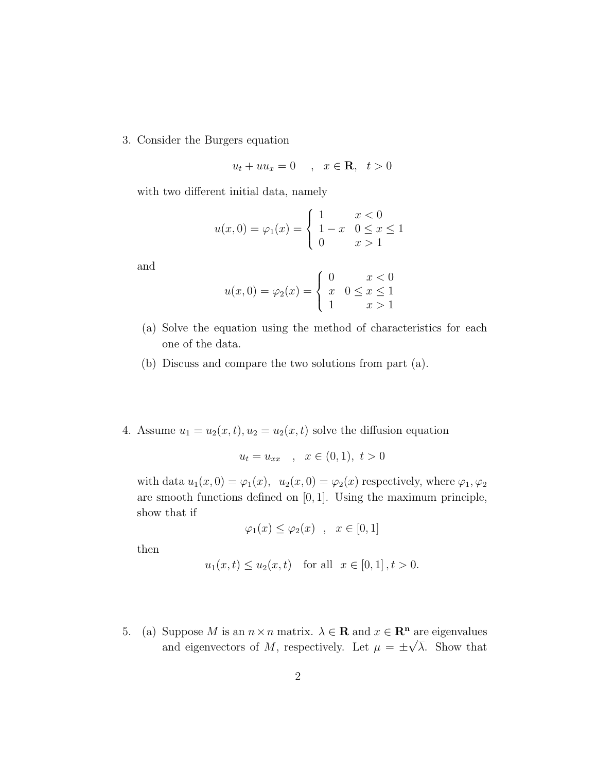3. Consider the Burgers equation

$$u_t + uu_x = 0 \quad , \quad x \in \mathbf{R}, \quad t > 0$$

with two different initial data, namely

$$u(x,0) = \varphi_1(x) = \begin{cases} 1 & x < 0 \\ 1 - x & 0 \leq x \leq 1 \\ 0 & x > 1 \end{cases}$$

and

$$u(x,0) = \varphi_2(x) = \begin{cases} 0 & x < 0 \\ x & 0 \leq x \leq 1 \\ 1 & x > 1 \end{cases}$$

   (a) Solve the equation using the method of characteristics for each one of the data.

   (b) Discuss and compare the two solutions from part (a).

4. Assume $u_1 = u_2(x,t), u_2 = u_2(x,t)$ solve the diffusion equation

$$u_t = u_{xx} \quad , \quad x \in (0,1), \; t > 0$$

with data $u_1(x,0) = \varphi_1(x), \;\; u_2(x,0) = \varphi_2(x)$ respectively, where $\varphi_1, \varphi_2$ are smooth functions defined on $[0,1]$. Using the maximum principle, show that if

$$\varphi_1(x) \leq \varphi_2(x) \quad , \quad x \in [0,1]$$

then

$$u_1(x,t) \leq u_2(x,t) \quad \text{for all} \;\; x \in [0,1]\,, t > 0.$$

5. (a) Suppose $M$ is an $n \times n$ matrix. $\lambda \in \mathbf{R}$ and $x \in \mathbf{R^n}$ are eigenvalues and eigenvectors of $M$, respectively. Let $\mu = \pm\sqrt{\lambda}$. Show that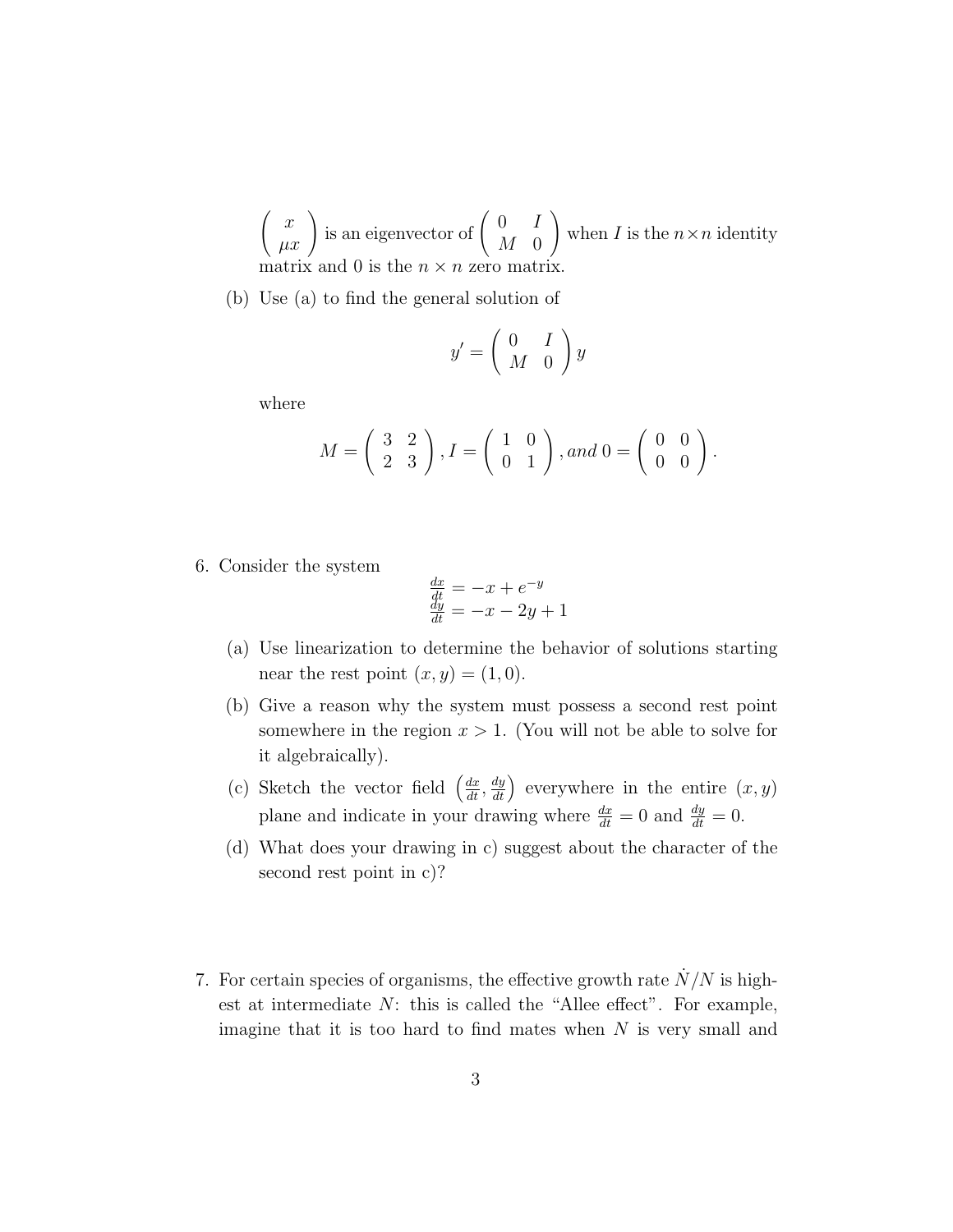$\begin{pmatrix} x \\ \mu x \end{pmatrix}$ is an eigenvector of $\begin{pmatrix} 0 & I \\ M & 0 \end{pmatrix}$ when $I$ is the $n \times n$ identity matrix and 0 is the $n \times n$ zero matrix.

(b) Use (a) to find the general solution of

$$y' = \begin{pmatrix} 0 & I \\ M & 0 \end{pmatrix} y$$

where

$$M = \begin{pmatrix} 3 & 2 \\ 2 & 3 \end{pmatrix}, I = \begin{pmatrix} 1 & 0 \\ 0 & 1 \end{pmatrix}, \textit{and } 0 = \begin{pmatrix} 0 & 0 \\ 0 & 0 \end{pmatrix}.$$

6. Consider the system

$$\begin{aligned} \frac{dx}{dt} &= -x + e^{-y} \\ \frac{dy}{dt} &= -x - 2y + 1 \end{aligned}$$

(a) Use linearization to determine the behavior of solutions starting near the rest point $(x, y) = (1, 0)$.

(b) Give a reason why the system must possess a second rest point somewhere in the region $x > 1$. (You will not be able to solve for it algebraically).

(c) Sketch the vector field $\left(\frac{dx}{dt}, \frac{dy}{dt}\right)$ everywhere in the entire $(x, y)$ plane and indicate in your drawing where $\frac{dx}{dt} = 0$ and $\frac{dy}{dt} = 0$.

(d) What does your drawing in c) suggest about the character of the second rest point in c)?

7. For certain species of organisms, the effective growth rate $\dot{N}/N$ is highest at intermediate $N$: this is called the "Allee effect". For example, imagine that it is too hard to find mates when $N$ is very small and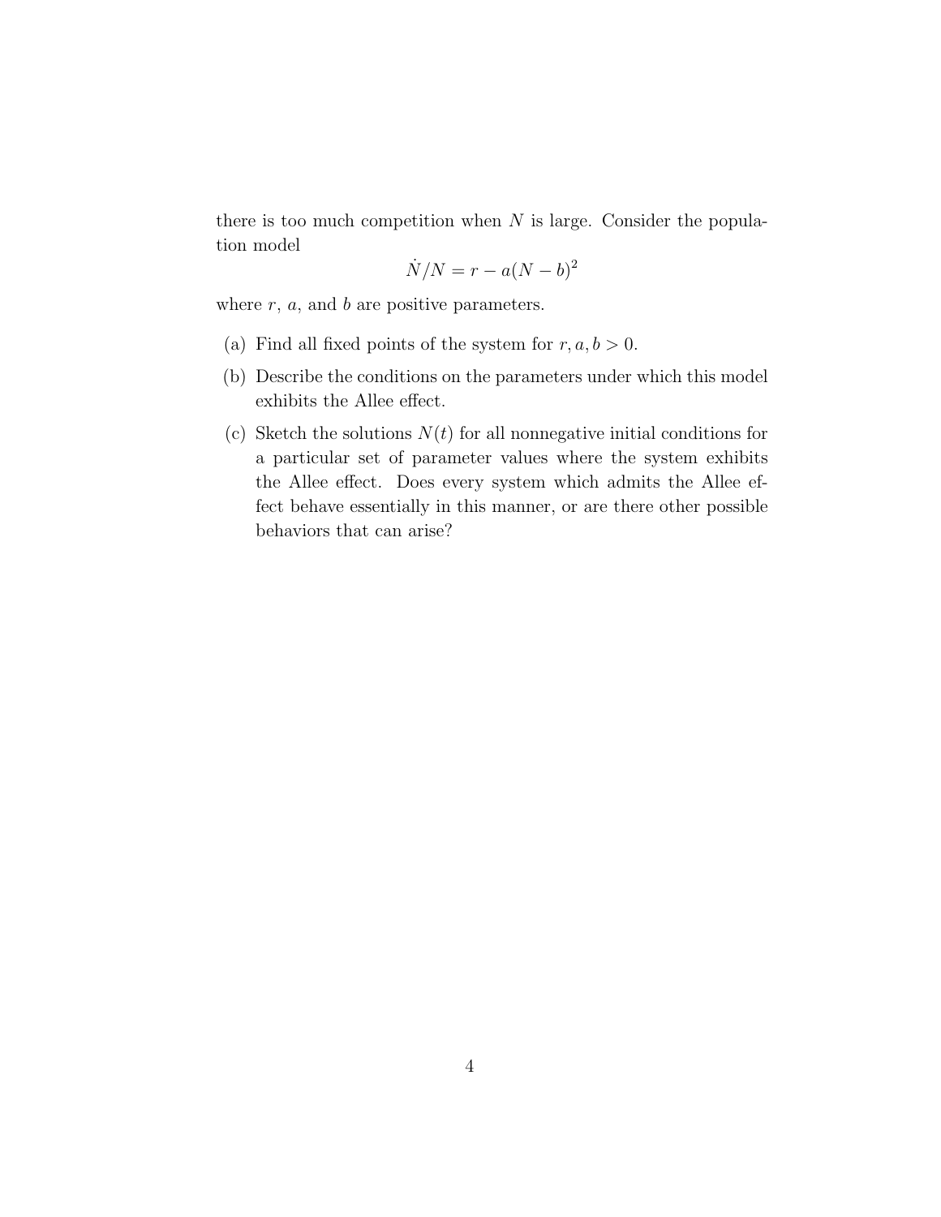there is too much competition when $N$ is large. Consider the population model

$$\dot{N}/N = r - a(N - b)^2$$

where $r$, $a$, and $b$ are positive parameters.

(a) Find all fixed points of the system for $r, a, b > 0$.

(b) Describe the conditions on the parameters under which this model exhibits the Allee effect.

(c) Sketch the solutions $N(t)$ for all nonnegative initial conditions for a particular set of parameter values where the system exhibits the Allee effect. Does every system which admits the Allee effect behave essentially in this manner, or are there other possible behaviors that can arise?